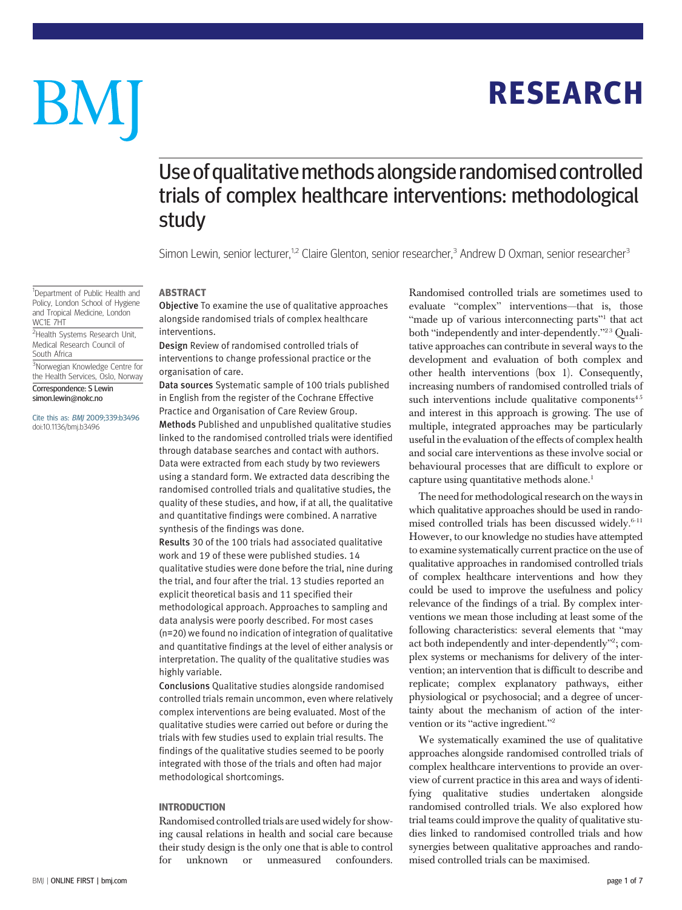# Use of qualitative methods alongside randomised controlled trials of complex healthcare interventions: methodological study

Simon Lewin, senior lecturer,[1,2] Claire Glenton, senior researcher,[3] Andrew D Oxman, senior researcher[3]

[1]Department of Public Health and Policy, London School of Hygiene and Tropical Medicine, London WC1E 7HT

[2]Health Systems Research Unit, Medical Research Council of South Africa

[3]Norwegian Knowledge Centre for the Health Services, Oslo, Norway

Correspondence: S Lewin simon.lewin@nokc.no

Cite this as: *BMJ* 2009;339:b3496
doi:10.1136/bmj.b3496

## ABSTRACT

**Objective** To examine the use of qualitative approaches alongside randomised trials of complex healthcare interventions.

**Design** Review of randomised controlled trials of interventions to change professional practice or the organisation of care.

**Data sources** Systematic sample of 100 trials published in English from the register of the Cochrane Effective Practice and Organisation of Care Review Group.

**Methods** Published and unpublished qualitative studies linked to the randomised controlled trials were identified through database searches and contact with authors. Data were extracted from each study by two reviewers using a standard form. We extracted data describing the randomised controlled trials and qualitative studies, the quality of these studies, and how, if at all, the qualitative and quantitative findings were combined. A narrative synthesis of the findings was done.

**Results** 30 of the 100 trials had associated qualitative work and 19 of these were published studies. 14 qualitative studies were done before the trial, nine during the trial, and four after the trial. 13 studies reported an explicit theoretical basis and 11 specified their methodological approach. Approaches to sampling and data analysis were poorly described. For most cases (n=20) we found no indication of integration of qualitative and quantitative findings at the level of either analysis or interpretation. The quality of the qualitative studies was highly variable.

**Conclusions** Qualitative studies alongside randomised controlled trials remain uncommon, even where relatively complex interventions are being evaluated. Most of the qualitative studies were carried out before or during the trials with few studies used to explain trial results. The findings of the qualitative studies seemed to be poorly integrated with those of the trials and often had major methodological shortcomings.

## INTRODUCTION

Randomised controlled trials are used widely for showing causal relations in health and social care because their study design is the only one that is able to control for unknown or unmeasured confounders. Randomised controlled trials are sometimes used to evaluate "complex" interventions—that is, those "made up of various interconnecting parts"[1] that act both "independently and inter-dependently."[2,3] Qualitative approaches can contribute in several ways to the development and evaluation of both complex and other health interventions (box 1). Consequently, increasing numbers of randomised controlled trials of such interventions include qualitative components[4,5] and interest in this approach is growing. The use of multiple, integrated approaches may be particularly useful in the evaluation of the effects of complex health and social care interventions as these involve social or behavioural processes that are difficult to explore or capture using quantitative methods alone.[1]

The need for methodological research on the ways in which qualitative approaches should be used in randomised controlled trials has been discussed widely.[6-11] However, to our knowledge no studies have attempted to examine systematically current practice on the use of qualitative approaches in randomised controlled trials of complex healthcare interventions and how they could be used to improve the usefulness and policy relevance of the findings of a trial. By complex interventions we mean those including at least some of the following characteristics: several elements that "may act both independently and inter-dependently"[2]; complex systems or mechanisms for delivery of the intervention; an intervention that is difficult to describe and replicate; complex explanatory pathways, either physiological or psychosocial; and a degree of uncertainty about the mechanism of action of the intervention or its "active ingredient."[2]

We systematically examined the use of qualitative approaches alongside randomised controlled trials of complex healthcare interventions to provide an overview of current practice in this area and ways of identifying qualitative studies undertaken alongside randomised controlled trials. We also explored how trial teams could improve the quality of qualitative studies linked to randomised controlled trials and how synergies between qualitative approaches and randomised controlled trials can be maximised.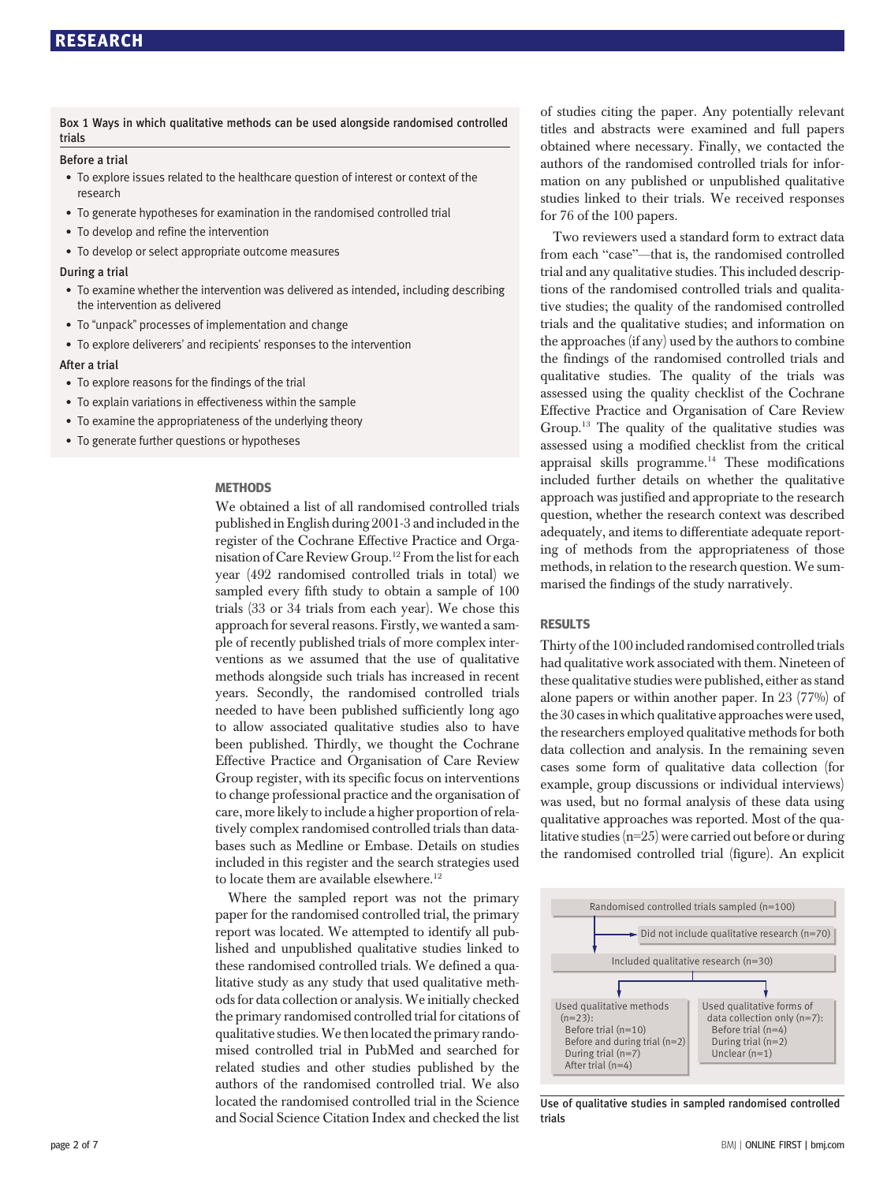**Box 1 Ways in which qualitative methods can be used alongside randomised controlled trials**

**Before a trial**

- To explore issues related to the healthcare question of interest or context of the research
- To generate hypotheses for examination in the randomised controlled trial
- To develop and refine the intervention
- To develop or select appropriate outcome measures

**During a trial**

- To examine whether the intervention was delivered as intended, including describing the intervention as delivered
- To "unpack" processes of implementation and change
- To explore deliverers' and recipients' responses to the intervention

**After a trial**

- To explore reasons for the findings of the trial
- To explain variations in effectiveness within the sample
- To examine the appropriateness of the underlying theory
- To generate further questions or hypotheses

## METHODS

We obtained a list of all randomised controlled trials published in English during 2001-3 and included in the register of the Cochrane Effective Practice and Organisation of Care Review Group.[12] From the list for each year (492 randomised controlled trials in total) we sampled every fifth study to obtain a sample of 100 trials (33 or 34 trials from each year). We chose this approach for several reasons. Firstly, we wanted a sample of recently published trials of more complex interventions as we assumed that the use of qualitative methods alongside such trials has increased in recent years. Secondly, the randomised controlled trials needed to have been published sufficiently long ago to allow associated qualitative studies also to have been published. Thirdly, we thought the Cochrane Effective Practice and Organisation of Care Review Group register, with its specific focus on interventions to change professional practice and the organisation of care, more likely to include a higher proportion of relatively complex randomised controlled trials than databases such as Medline or Embase. Details on studies included in this register and the search strategies used to locate them are available elsewhere.[12]

Where the sampled report was not the primary paper for the randomised controlled trial, the primary report was located. We attempted to identify all published and unpublished qualitative studies linked to these randomised controlled trials. We defined a qualitative study as any study that used qualitative methods for data collection or analysis. We initially checked the primary randomised controlled trial for citations of qualitative studies. We then located the primary randomised controlled trial in PubMed and searched for related studies and other studies published by the authors of the randomised controlled trial. We also located the randomised controlled trial in the Science and Social Science Citation Index and checked the list of studies citing the paper. Any potentially relevant titles and abstracts were examined and full papers obtained where necessary. Finally, we contacted the authors of the randomised controlled trials for information on any published or unpublished qualitative studies linked to their trials. We received responses for 76 of the 100 papers.

Two reviewers used a standard form to extract data from each "case"—that is, the randomised controlled trial and any qualitative studies. This included descriptions of the randomised controlled trials and qualitative studies; the quality of the randomised controlled trials and the qualitative studies; and information on the approaches (if any) used by the authors to combine the findings of the randomised controlled trials and qualitative studies. The quality of the trials was assessed using the quality checklist of the Cochrane Effective Practice and Organisation of Care Review Group.[13] The quality of the qualitative studies was assessed using a modified checklist from the critical appraisal skills programme.[14] These modifications included further details on whether the qualitative approach was justified and appropriate to the research question, whether the research context was described adequately, and items to differentiate adequate reporting of methods from the appropriateness of those methods, in relation to the research question. We summarised the findings of the study narratively.

## RESULTS

Thirty of the 100 included randomised controlled trials had qualitative work associated with them. Nineteen of these qualitative studies were published, either as stand alone papers or within another paper. In 23 (77%) of the 30 cases in which qualitative approaches were used, the researchers employed qualitative methods for both data collection and analysis. In the remaining seven cases some form of qualitative data collection (for example, group discussions or individual interviews) was used, but no formal analysis of these data using qualitative approaches was reported. Most of the qualitative studies (n=25) were carried out before or during the randomised controlled trial (figure). An explicit

Randomised controlled trials sampled (n=100)
→ Did not include qualitative research (n=70)
Included qualitative research (n=30)

- Used qualitative methods (n=23):
  - Before trial (n=10)
  - Before and during trial (n=2)
  - During trial (n=7)
  - After trial (n=4)
- Used qualitative forms of data collection only (n=7):
  - Before trial (n=4)
  - During trial (n=2)
  - Unclear (n=1)

Use of qualitative studies in sampled randomised controlled trials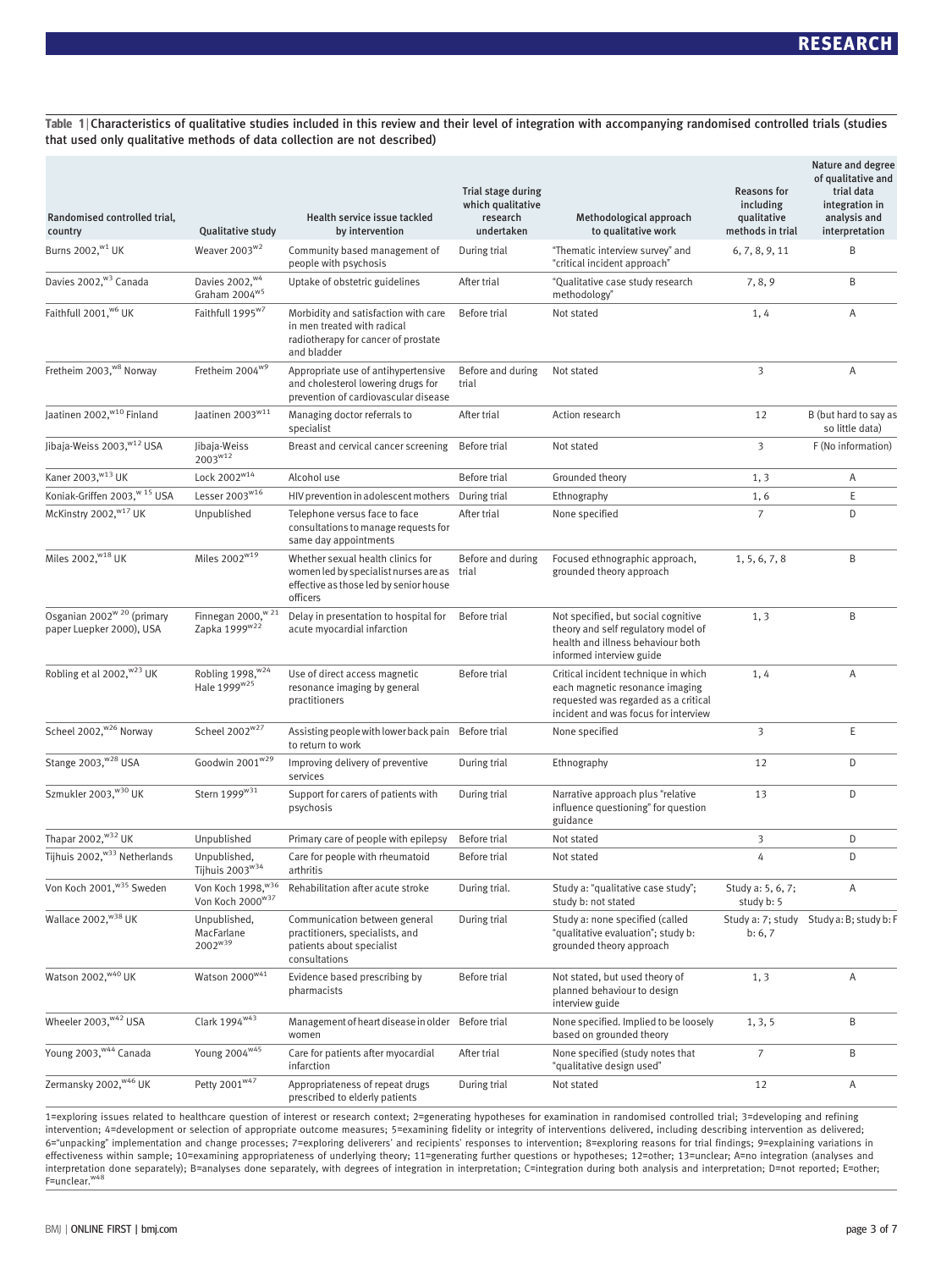**Table 1** | Characteristics of qualitative studies included in this review and their level of integration with accompanying randomised controlled trials (studies that used only qualitative methods of data collection are not described)

| Randomised controlled trial, country | Qualitative study | Health service issue tackled by intervention | Trial stage during which qualitative research undertaken | Methodological approach to qualitative work | Reasons for including qualitative methods in trial | Nature and degree of qualitative and trial data integration in analysis and interpretation |
|---|---|---|---|---|---|---|
| Burns 2002,[w1] UK | Weaver 2003[w2] | Community based management of people with psychosis | During trial | "Thematic interview survey" and "critical incident approach" | 6, 7, 8, 9, 11 | B |
| Davies 2002,[w3] Canada | Davies 2002,[w4] Graham 2004[w5] | Uptake of obstetric guidelines | After trial | "Qualitative case study research methodology" | 7, 8, 9 | B |
| Faithfull 2001,[w6] UK | Faithfull 1995[w7] | Morbidity and satisfaction with care in men treated with radical radiotherapy for cancer of prostate and bladder | Before trial | Not stated | 1, 4 | A |
| Fretheim 2003,[w8] Norway | Fretheim 2004[w9] | Appropriate use of antihypertensive and cholesterol lowering drugs for prevention of cardiovascular disease | Before and during trial | Not stated | 3 | A |
| Jaatinen 2002,[w10] Finland | Jaatinen 2003[w11] | Managing doctor referrals to specialist | After trial | Action research | 12 | B (but hard to say as so little data) |
| Jibaja-Weiss 2003,[w12] USA | Jibaja-Weiss 2003[w12] | Breast and cervical cancer screening | Before trial | Not stated | 3 | F (No information) |
| Kaner 2003,[w13] UK | Lock 2002[w14] | Alcohol use | Before trial | Grounded theory | 1, 3 | A |
| Koniak-Griffen 2003,[w15] USA | Lesser 2003[w16] | HIV prevention in adolescent mothers | During trial | Ethnography | 1, 6 | E |
| McKinstry 2002,[w17] UK | Unpublished | Telephone versus face to face consultations to manage requests for same day appointments | After trial | None specified | 7 | D |
| Miles 2002,[w18] UK | Miles 2002[w19] | Whether sexual health clinics for women led by specialist nurses are as effective as those led by senior house officers | Before and during trial | Focused ethnographic approach, grounded theory approach | 1, 5, 6, 7, 8 | B |
| Osganian 2002[w20] (primary paper Luepker 2000), USA | Finnegan 2000,[w21] Zapka 1999[w22] | Delay in presentation to hospital for acute myocardial infarction | Before trial | Not specified, but social cognitive theory and self regulatory model of health and illness behaviour both informed interview guide | 1, 3 | B |
| Robling et al 2002,[w23] UK | Robling 1998,[w24] Hale 1999[w25] | Use of direct access magnetic resonance imaging by general practitioners | Before trial | Critical incident technique in which each magnetic resonance imaging requested was regarded as a critical incident and was focus for interview | 1, 4 | A |
| Scheel 2002,[w26] Norway | Scheel 2002[w27] | Assisting people with lower back pain to return to work | Before trial | None specified | 3 | E |
| Stange 2003,[w28] USA | Goodwin 2001[w29] | Improving delivery of preventive services | During trial | Ethnography | 12 | D |
| Szmukler 2003,[w30] UK | Stern 1999[w31] | Support for carers of patients with psychosis | During trial | Narrative approach plus "relative influence questioning" for question guidance | 13 | D |
| Thapar 2002,[w32] UK | Unpublished | Primary care of people with epilepsy | Before trial | Not stated | 3 | D |
| Tijhuis 2002,[w33] Netherlands | Unpublished, Tijhuis 2003[w34] | Care for people with rheumatoid arthritis | Before trial | Not stated | 4 | D |
| Von Koch 2001,[w35] Sweden | Von Koch 1998,[w36] Von Koch 2000[w37] | Rehabilitation after acute stroke | During trial. | Study a: "qualitative case study"; study b: not stated | Study a: 5, 6, 7; study b: 5 | A |
| Wallace 2002,[w38] UK | Unpublished, MacFarlane 2002[w39] | Communication between general practitioners, specialists, and patients about specialist consultations | During trial | Study a: none specified (called "qualitative evaluation"; study b: grounded theory approach | Study a: 7; study b: 6, 7 | Study a: B; study b: F |
| Watson 2002,[w40] UK | Watson 2000[w41] | Evidence based prescribing by pharmacists | Before trial | Not stated, but used theory of planned behaviour to design interview guide | 1, 3 | A |
| Wheeler 2003,[w42] USA | Clark 1994[w43] | Management of heart disease in older women | Before trial | None specified. Implied to be loosely based on grounded theory | 1, 3, 5 | B |
| Young 2003,[w44] Canada | Young 2004[w45] | Care for patients after myocardial infarction | After trial | None specified (study notes that "qualitative design used" | 7 | B |
| Zermansky 2002,[w46] UK | Petty 2001[w47] | Appropriateness of repeat drugs prescribed to elderly patients | During trial | Not stated | 12 | A |

1=exploring issues related to healthcare question of interest or research context; 2=generating hypotheses for examination in randomised controlled trial; 3=developing and refining intervention; 4=development or selection of appropriate outcome measures; 5=examining fidelity or integrity of interventions delivered, including describing intervention as delivered; 6="unpacking" implementation and change processes; 7=exploring deliverers' and recipients' responses to intervention; 8=exploring reasons for trial findings; 9=explaining variations in effectiveness within sample; 10=examining appropriateness of underlying theory; 11=generating further questions or hypotheses; 12=other; 13=unclear; A=no integration (analyses and interpretation done separately); B=analyses done separately, with degrees of integration in interpretation; C=integration during both analysis and interpretation; D=not reported; E=other; F=unclear.[w48]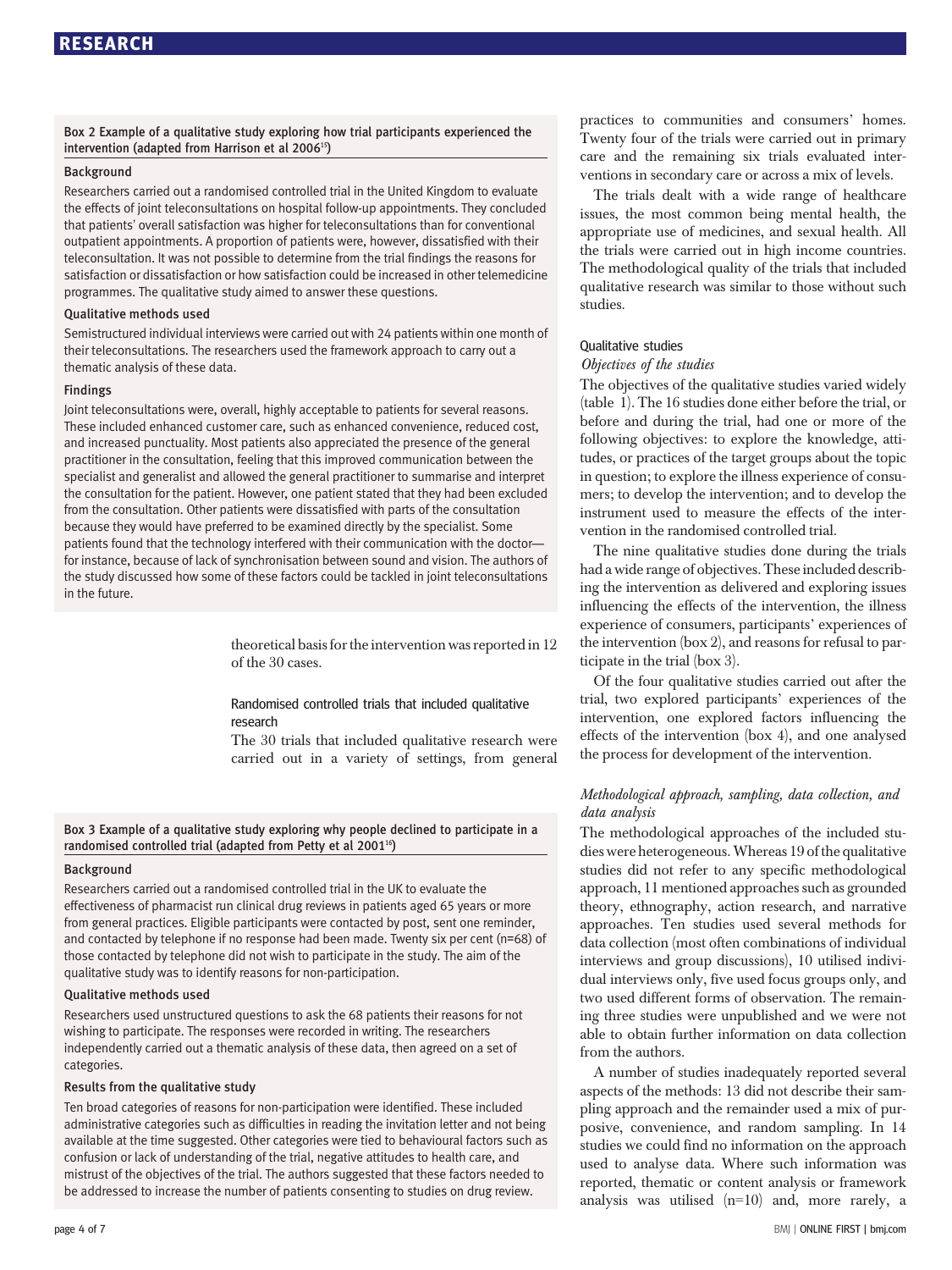### Box 2 Example of a qualitative study exploring how trial participants experienced the intervention (adapted from Harrison et al 2006[15])

#### Background

Researchers carried out a randomised controlled trial in the United Kingdom to evaluate the effects of joint teleconsultations on hospital follow-up appointments. They concluded that patients' overall satisfaction was higher for teleconsultations than for conventional outpatient appointments. A proportion of patients were, however, dissatisfied with their teleconsultation. It was not possible to determine from the trial findings the reasons for satisfaction or dissatisfaction or how satisfaction could be increased in other telemedicine programmes. The qualitative study aimed to answer these questions.

#### Qualitative methods used

Semistructured individual interviews were carried out with 24 patients within one month of their teleconsultations. The researchers used the framework approach to carry out a thematic analysis of these data.

#### Findings

Joint teleconsultations were, overall, highly acceptable to patients for several reasons. These included enhanced customer care, such as enhanced convenience, reduced cost, and increased punctuality. Most patients also appreciated the presence of the general practitioner in the consultation, feeling that this improved communication between the specialist and generalist and allowed the general practitioner to summarise and interpret the consultation for the patient. However, one patient stated that they had been excluded from the consultation. Other patients were dissatisfied with parts of the consultation because they would have preferred to be examined directly by the specialist. Some patients found that the technology interfered with their communication with the doctor—for instance, because of lack of synchronisation between sound and vision. The authors of the study discussed how some of these factors could be tackled in joint teleconsultations in the future.

theoretical basis for the intervention was reported in 12 of the 30 cases.

### Randomised controlled trials that included qualitative research

The 30 trials that included qualitative research were carried out in a variety of settings, from general practices to communities and consumers' homes. Twenty four of the trials were carried out in primary care and the remaining six trials evaluated interventions in secondary care or across a mix of levels.

The trials dealt with a wide range of healthcare issues, the most common being mental health, the appropriate use of medicines, and sexual health. All the trials were carried out in high income countries. The methodological quality of the trials that included qualitative research was similar to those without such studies.

### Qualitative studies

*Objectives of the studies*

The objectives of the qualitative studies varied widely (table 1). The 16 studies done either before the trial, or before and during the trial, had one or more of the following objectives: to explore the knowledge, attitudes, or practices of the target groups about the topic in question; to explore the illness experience of consumers; to develop the intervention; and to develop the instrument used to measure the effects of the intervention in the randomised controlled trial.

The nine qualitative studies done during the trials had a wide range of objectives. These included describing the intervention as delivered and exploring issues influencing the effects of the intervention, the illness experience of consumers, participants' experiences of the intervention (box 2), and reasons for refusal to participate in the trial (box 3).

Of the four qualitative studies carried out after the trial, two explored participants' experiences of the intervention, one explored factors influencing the effects of the intervention (box 4), and one analysed the process for development of the intervention.

*Methodological approach, sampling, data collection, and data analysis*

The methodological approaches of the included studies were heterogeneous. Whereas 19 of the qualitative studies did not refer to any specific methodological approach, 11 mentioned approaches such as grounded theory, ethnography, action research, and narrative approaches. Ten studies used several methods for data collection (most often combinations of individual interviews and group discussions), 10 utilised individual interviews only, five used focus groups only, and two used different forms of observation. The remaining three studies were unpublished and we were not able to obtain further information on data collection from the authors.

A number of studies inadequately reported several aspects of the methods: 13 did not describe their sampling approach and the remainder used a mix of purposive, convenience, and random sampling. In 14 studies we could find no information on the approach used to analyse data. Where such information was reported, thematic or content analysis or framework analysis was utilised (n=10) and, more rarely, a

### Box 3 Example of a qualitative study exploring why people declined to participate in a randomised controlled trial (adapted from Petty et al 2001[16])

#### Background

Researchers carried out a randomised controlled trial in the UK to evaluate the effectiveness of pharmacist run clinical drug reviews in patients aged 65 years or more from general practices. Eligible participants were contacted by post, sent one reminder, and contacted by telephone if no response had been made. Twenty six per cent (n=68) of those contacted by telephone did not wish to participate in the study. The aim of the qualitative study was to identify reasons for non-participation.

#### Qualitative methods used

Researchers used unstructured questions to ask the 68 patients their reasons for not wishing to participate. The responses were recorded in writing. The researchers independently carried out a thematic analysis of these data, then agreed on a set of categories.

#### Results from the qualitative study

Ten broad categories of reasons for non-participation were identified. These included administrative categories such as difficulties in reading the invitation letter and not being available at the time suggested. Other categories were tied to behavioural factors such as confusion or lack of understanding of the trial, negative attitudes to health care, and mistrust of the objectives of the trial. The authors suggested that these factors needed to be addressed to increase the number of patients consenting to studies on drug review.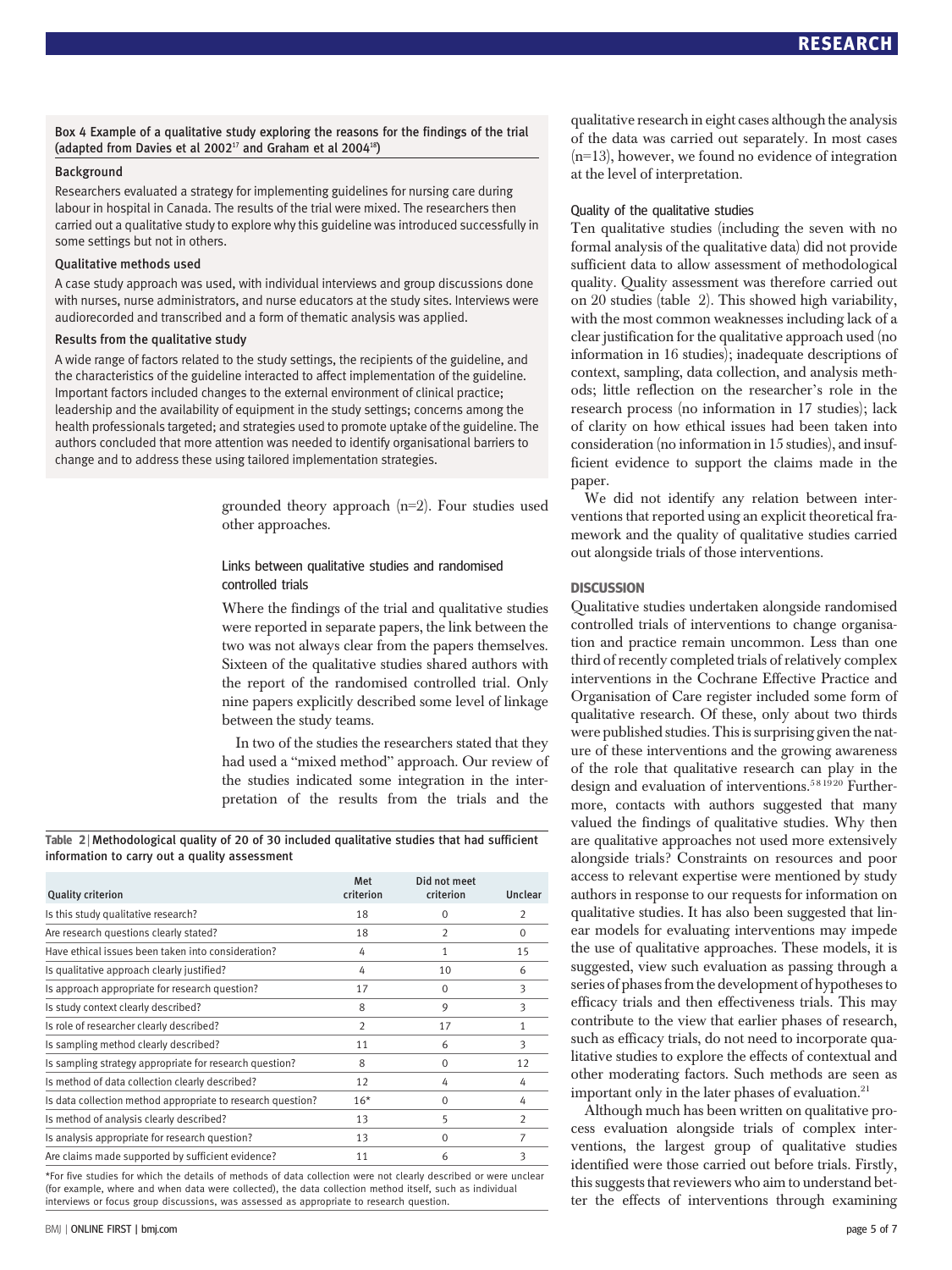**Box 4 Example of a qualitative study exploring the reasons for the findings of the trial (adapted from Davies et al 2002[17] and Graham et al 2004[18])**

**Background**

Researchers evaluated a strategy for implementing guidelines for nursing care during labour in hospital in Canada. The results of the trial were mixed. The researchers then carried out a qualitative study to explore why this guideline was introduced successfully in some settings but not in others.

**Qualitative methods used**

A case study approach was used, with individual interviews and group discussions done with nurses, nurse administrators, and nurse educators at the study sites. Interviews were audiorecorded and transcribed and a form of thematic analysis was applied.

**Results from the qualitative study**

A wide range of factors related to the study settings, the recipients of the guideline, and the characteristics of the guideline interacted to affect implementation of the guideline. Important factors included changes to the external environment of clinical practice; leadership and the availability of equipment in the study settings; concerns among the health professionals targeted; and strategies used to promote uptake of the guideline. The authors concluded that more attention was needed to identify organisational barriers to change and to address these using tailored implementation strategies.

grounded theory approach (n=2). Four studies used other approaches.

### Links between qualitative studies and randomised controlled trials

Where the findings of the trial and qualitative studies were reported in separate papers, the link between the two was not always clear from the papers themselves. Sixteen of the qualitative studies shared authors with the report of the randomised controlled trial. Only nine papers explicitly described some level of linkage between the study teams.

In two of the studies the researchers stated that they had used a "mixed method" approach. Our review of the studies indicated some integration in the interpretation of the results from the trials and the qualitative research in eight cases although the analysis of the data was carried out separately. In most cases (n=13), however, we found no evidence of integration at the level of interpretation.

### Quality of the qualitative studies

Ten qualitative studies (including the seven with no formal analysis of the qualitative data) did not provide sufficient data to allow assessment of methodological quality. Quality assessment was therefore carried out on 20 studies (table 2). This showed high variability, with the most common weaknesses including lack of a clear justification for the qualitative approach used (no information in 16 studies); inadequate descriptions of context, sampling, data collection, and analysis methods; little reflection on the researcher's role in the research process (no information in 17 studies); lack of clarity on how ethical issues had been taken into consideration (no information in 15 studies), and insufficient evidence to support the claims made in the paper.

We did not identify any relation between interventions that reported using an explicit theoretical framework and the quality of qualitative studies carried out alongside trials of those interventions.

**Table 2 | Methodological quality of 20 of 30 included qualitative studies that had sufficient information to carry out a quality assessment**

| Quality criterion | Met criterion | Did not meet criterion | Unclear |
|---|---|---|---|
| Is this study qualitative research? | 18 | 0 | 2 |
| Are research questions clearly stated? | 18 | 2 | 0 |
| Have ethical issues been taken into consideration? | 4 | 1 | 15 |
| Is qualitative approach clearly justified? | 4 | 10 | 6 |
| Is approach appropriate for research question? | 17 | 0 | 3 |
| Is study context clearly described? | 8 | 9 | 3 |
| Is role of researcher clearly described? | 2 | 17 | 1 |
| Is sampling method clearly described? | 11 | 6 | 3 |
| Is sampling strategy appropriate for research question? | 8 | 0 | 12 |
| Is method of data collection clearly described? | 12 | 4 | 4 |
| Is data collection method appropriate to research question? | 16* | 0 | 4 |
| Is method of analysis clearly described? | 13 | 5 | 2 |
| Is analysis appropriate for research question? | 13 | 0 | 7 |
| Are claims made supported by sufficient evidence? | 11 | 6 | 3 |

*For five studies for which the details of methods of data collection were not clearly described or were unclear (for example, where and when data were collected), the data collection method itself, such as individual interviews or focus group discussions, was assessed as appropriate to research question.

## DISCUSSION

Qualitative studies undertaken alongside randomised controlled trials of interventions to change organisation and practice remain uncommon. Less than one third of recently completed trials of relatively complex interventions in the Cochrane Effective Practice and Organisation of Care register included some form of qualitative research. Of these, only about two thirds were published studies. This is surprising given the nature of these interventions and the growing awareness of the role that qualitative research can play in the design and evaluation of interventions.[5 8 19 20] Furthermore, contacts with authors suggested that many valued the findings of qualitative studies. Why then are qualitative approaches not used more extensively alongside trials? Constraints on resources and poor access to relevant expertise were mentioned by study authors in response to our requests for information on qualitative studies. It has also been suggested that linear models for evaluating interventions may impede the use of qualitative approaches. These models, it is suggested, view such evaluation as passing through a series of phases from the development of hypotheses to efficacy trials and then effectiveness trials. This may contribute to the view that earlier phases of research, such as efficacy trials, do not need to incorporate qualitative studies to explore the effects of contextual and other moderating factors. Such methods are seen as important only in the later phases of evaluation.[21]

Although much has been written on qualitative process evaluation alongside trials of complex interventions, the largest group of qualitative studies identified were those carried out before trials. Firstly, this suggests that reviewers who aim to understand better the effects of interventions through examining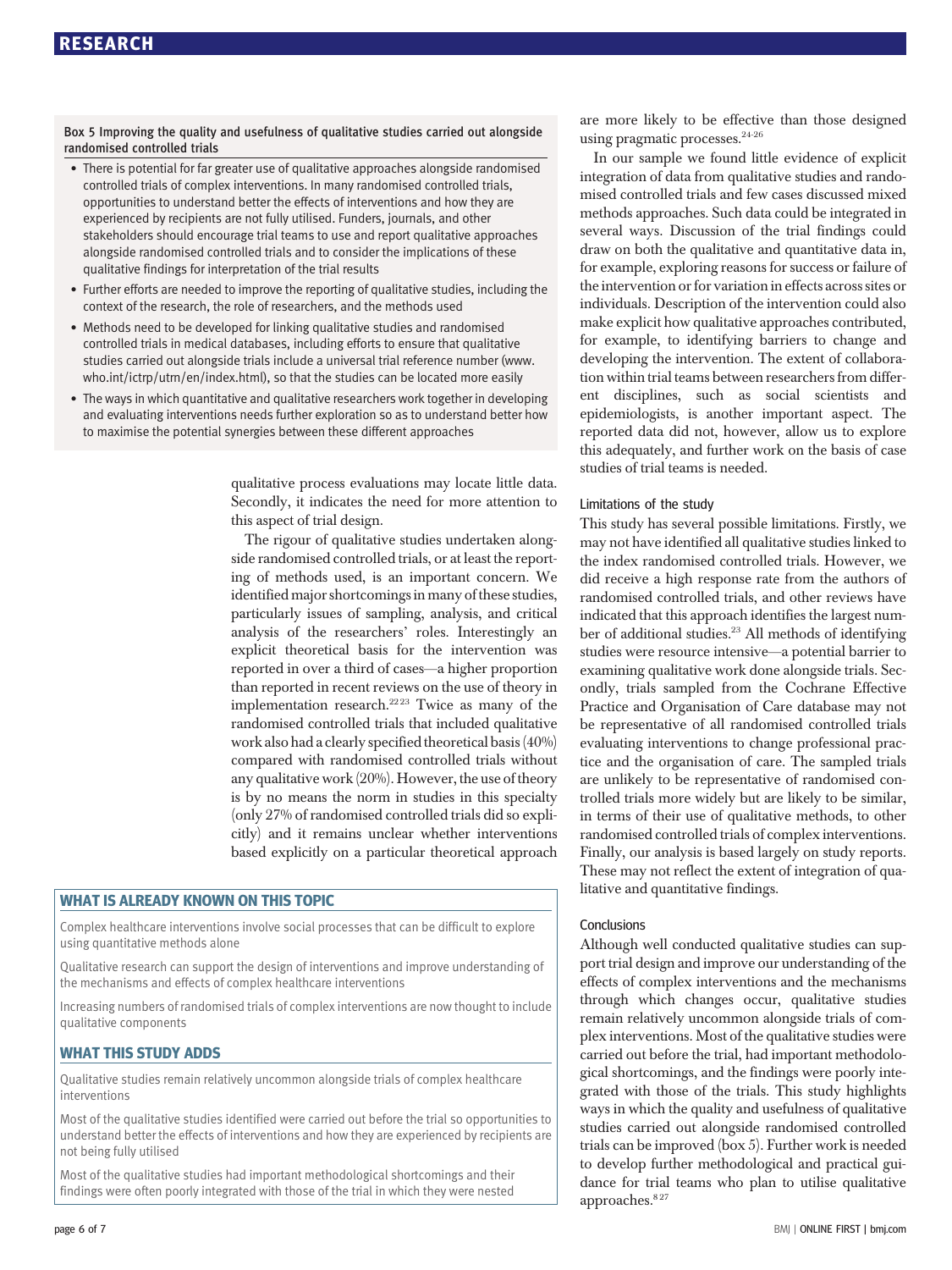### Box 5 Improving the quality and usefulness of qualitative studies carried out alongside randomised controlled trials

- There is potential for far greater use of qualitative approaches alongside randomised controlled trials of complex interventions. In many randomised controlled trials, opportunities to understand better the effects of interventions and how they are experienced by recipients are not fully utilised. Funders, journals, and other stakeholders should encourage trial teams to use and report qualitative approaches alongside randomised controlled trials and to consider the implications of these qualitative findings for interpretation of the trial results
- Further efforts are needed to improve the reporting of qualitative studies, including the context of the research, the role of researchers, and the methods used
- Methods need to be developed for linking qualitative studies and randomised controlled trials in medical databases, including efforts to ensure that qualitative studies carried out alongside trials include a universal trial reference number (www.who.int/ictrp/utrn/en/index.html), so that the studies can be located more easily
- The ways in which quantitative and qualitative researchers work together in developing and evaluating interventions needs further exploration so as to understand better how to maximise the potential synergies between these different approaches

qualitative process evaluations may locate little data. Secondly, it indicates the need for more attention to this aspect of trial design.

The rigour of qualitative studies undertaken alongside randomised controlled trials, or at least the reporting of methods used, is an important concern. We identified major shortcomings in many of these studies, particularly issues of sampling, analysis, and critical analysis of the researchers' roles. Interestingly an explicit theoretical basis for the intervention was reported in over a third of cases—a higher proportion than reported in recent reviews on the use of theory in implementation research.[22 23] Twice as many of the randomised controlled trials that included qualitative work also had a clearly specified theoretical basis (40%) compared with randomised controlled trials without any qualitative work (20%). However, the use of theory is by no means the norm in studies in this specialty (only 27% of randomised controlled trials did so explicitly) and it remains unclear whether interventions based explicitly on a particular theoretical approach are more likely to be effective than those designed using pragmatic processes.[24-26]

In our sample we found little evidence of explicit integration of data from qualitative studies and randomised controlled trials and few cases discussed mixed methods approaches. Such data could be integrated in several ways. Discussion of the trial findings could draw on both the qualitative and quantitative data in, for example, exploring reasons for success or failure of the intervention or for variation in effects across sites or individuals. Description of the intervention could also make explicit how qualitative approaches contributed, for example, to identifying barriers to change and developing the intervention. The extent of collaboration within trial teams between researchers from different disciplines, such as social scientists and epidemiologists, is another important aspect. The reported data did not, however, allow us to explore this adequately, and further work on the basis of case studies of trial teams is needed.

### Limitations of the study

This study has several possible limitations. Firstly, we may not have identified all qualitative studies linked to the index randomised controlled trials. However, we did receive a high response rate from the authors of randomised controlled trials, and other reviews have indicated that this approach identifies the largest number of additional studies.[23] All methods of identifying studies were resource intensive—a potential barrier to examining qualitative work done alongside trials. Secondly, trials sampled from the Cochrane Effective Practice and Organisation of Care database may not be representative of all randomised controlled trials evaluating interventions to change professional practice and the organisation of care. The sampled trials are unlikely to be representative of randomised controlled trials more widely but are likely to be similar, in terms of their use of qualitative methods, to other randomised controlled trials of complex interventions. Finally, our analysis is based largely on study reports. These may not reflect the extent of integration of qualitative and quantitative findings.

### Conclusions

Although well conducted qualitative studies can support trial design and improve our understanding of the effects of complex interventions and the mechanisms through which changes occur, qualitative studies remain relatively uncommon alongside trials of complex interventions. Most of the qualitative studies were carried out before the trial, had important methodological shortcomings, and the findings were poorly integrated with those of the trials. This study highlights ways in which the quality and usefulness of qualitative studies carried out alongside randomised controlled trials can be improved (box 5). Further work is needed to develop further methodological and practical guidance for trial teams who plan to utilise qualitative approaches.[8 27]

## WHAT IS ALREADY KNOWN ON THIS TOPIC

Complex healthcare interventions involve social processes that can be difficult to explore using quantitative methods alone

Qualitative research can support the design of interventions and improve understanding of the mechanisms and effects of complex healthcare interventions

Increasing numbers of randomised trials of complex interventions are now thought to include qualitative components

## WHAT THIS STUDY ADDS

Qualitative studies remain relatively uncommon alongside trials of complex healthcare interventions

Most of the qualitative studies identified were carried out before the trial so opportunities to understand better the effects of interventions and how they are experienced by recipients are not being fully utilised

Most of the qualitative studies had important methodological shortcomings and their findings were often poorly integrated with those of the trial in which they were nested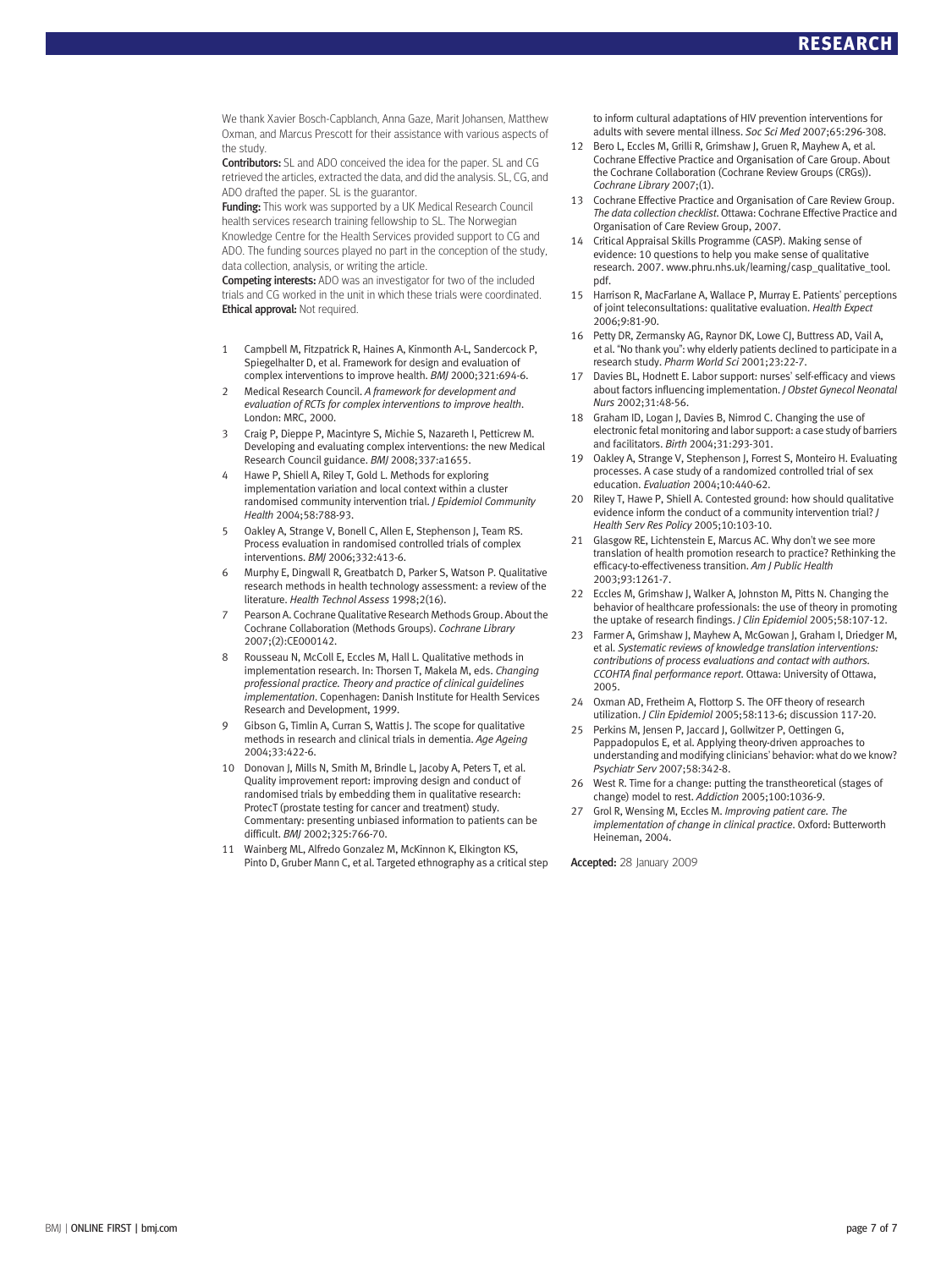We thank Xavier Bosch-Capblanch, Anna Gaze, Marit Johansen, Matthew Oxman, and Marcus Prescott for their assistance with various aspects of the study.

**Contributors:** SL and ADO conceived the idea for the paper. SL and CG retrieved the articles, extracted the data, and did the analysis. SL, CG, and ADO drafted the paper. SL is the guarantor.

**Funding:** This work was supported by a UK Medical Research Council health services research training fellowship to SL. The Norwegian Knowledge Centre for the Health Services provided support to CG and ADO. The funding sources played no part in the conception of the study, data collection, analysis, or writing the article.

**Competing interests:** ADO was an investigator for two of the included trials and CG worked in the unit in which these trials were coordinated.

**Ethical approval:** Not required.

1. Campbell M, Fitzpatrick R, Haines A, Kinmonth A-L, Sandercock P, Spiegelhalter D, et al. Framework for design and evaluation of complex interventions to improve health. *BMJ* 2000;321:694-6.
2. Medical Research Council. *A framework for development and evaluation of RCTs for complex interventions to improve health*. London: MRC, 2000.
3. Craig P, Dieppe P, Macintyre S, Michie S, Nazareth I, Petticrew M. Developing and evaluating complex interventions: the new Medical Research Council guidance. *BMJ* 2008;337:a1655.
4. Hawe P, Shiell A, Riley T, Gold L. Methods for exploring implementation variation and local context within a cluster randomised community intervention trial. *J Epidemiol Community Health* 2004;58:788-93.
5. Oakley A, Strange V, Bonell C, Allen E, Stephenson J, Team RS. Process evaluation in randomised controlled trials of complex interventions. *BMJ* 2006;332:413-6.
6. Murphy E, Dingwall R, Greatbatch D, Parker S, Watson P. Qualitative research methods in health technology assessment: a review of the literature. *Health Technol Assess* 1998;2(16).
7. Pearson A. Cochrane Qualitative Research Methods Group. About the Cochrane Collaboration (Methods Groups). *Cochrane Library* 2007;(2):CE000142.
8. Rousseau N, McColl E, Eccles M, Hall L. Qualitative methods in implementation research. In: Thorsen T, Makela M, eds. *Changing professional practice. Theory and practice of clinical guidelines implementation*. Copenhagen: Danish Institute for Health Services Research and Development, 1999.
9. Gibson G, Timlin A, Curran S, Wattis J. The scope for qualitative methods in research and clinical trials in dementia. *Age Ageing* 2004;33:422-6.
10. Donovan J, Mills N, Smith M, Brindle L, Jacoby A, Peters T, et al. Quality improvement report: improving design and conduct of randomised trials by embedding them in qualitative research: ProtecT (prostate testing for cancer and treatment) study. Commentary: presenting unbiased information to patients can be difficult. *BMJ* 2002;325:766-70.
11. Wainberg ML, Alfredo Gonzalez M, McKinnon K, Elkington KS, Pinto D, Gruber Mann C, et al. Targeted ethnography as a critical step to inform cultural adaptations of HIV prevention interventions for adults with severe mental illness. *Soc Sci Med* 2007;65:296-308.
12. Bero L, Eccles M, Grilli R, Grimshaw J, Gruen R, Mayhew A, et al. Cochrane Effective Practice and Organisation of Care Group. About the Cochrane Collaboration (Cochrane Review Groups (CRGs)). *Cochrane Library* 2007;(1).
13. Cochrane Effective Practice and Organisation of Care Review Group. *The data collection checklist*. Ottawa: Cochrane Effective Practice and Organisation of Care Review Group, 2007.
14. Critical Appraisal Skills Programme (CASP). Making sense of evidence: 10 questions to help you make sense of qualitative research. 2007. www.phru.nhs.uk/learning/casp_qualitative_tool.pdf.
15. Harrison R, MacFarlane A, Wallace P, Murray E. Patients' perceptions of joint teleconsultations: qualitative evaluation. *Health Expect* 2006;9:81-90.
16. Petty DR, Zermansky AG, Raynor DK, Lowe CJ, Buttress AD, Vail A, et al. "No thank you": why elderly patients declined to participate in a research study. *Pharm World Sci* 2001;23:22-7.
17. Davies BL, Hodnett E. Labor support: nurses' self-efficacy and views about factors influencing implementation. *J Obstet Gynecol Neonatal Nurs* 2002;31:48-56.
18. Graham ID, Logan J, Davies B, Nimrod C. Changing the use of electronic fetal monitoring and labor support: a case study of barriers and facilitators. *Birth* 2004;31:293-301.
19. Oakley A, Strange V, Stephenson J, Forrest S, Monteiro H. Evaluating processes. A case study of a randomized controlled trial of sex education. *Evaluation* 2004;10:440-62.
20. Riley T, Hawe P, Shiell A. Contested ground: how should qualitative evidence inform the conduct of a community intervention trial? *J Health Serv Res Policy* 2005;10:103-10.
21. Glasgow RE, Lichtenstein E, Marcus AC. Why don't we see more translation of health promotion research to practice? Rethinking the efficacy-to-effectiveness transition. *Am J Public Health* 2003;93:1261-7.
22. Eccles M, Grimshaw J, Walker A, Johnston M, Pitts N. Changing the behavior of healthcare professionals: the use of theory in promoting the uptake of research findings. *J Clin Epidemiol* 2005;58:107-12.
23. Farmer A, Grimshaw J, Mayhew A, McGowan J, Graham I, Driedger M, et al. *Systematic reviews of knowledge translation interventions: contributions of process evaluations and contact with authors. CCOHTA final performance report*. Ottawa: University of Ottawa, 2005.
24. Oxman AD, Fretheim A, Flottorp S. The OFF theory of research utilization. *J Clin Epidemiol* 2005;58:113-6; discussion 117-20.
25. Perkins M, Jensen P, Jaccard J, Gollwitzer P, Oettingen G, Pappadopulos E, et al. Applying theory-driven approaches to understanding and modifying clinicians' behavior: what do we know? *Psychiatr Serv* 2007;58:342-8.
26. West R. Time for a change: putting the transtheoretical (stages of change) model to rest. *Addiction* 2005;100:1036-9.
27. Grol R, Wensing M, Eccles M. *Improving patient care. The implementation of change in clinical practice*. Oxford: Butterworth Heineman, 2004.

**Accepted:** 28 January 2009